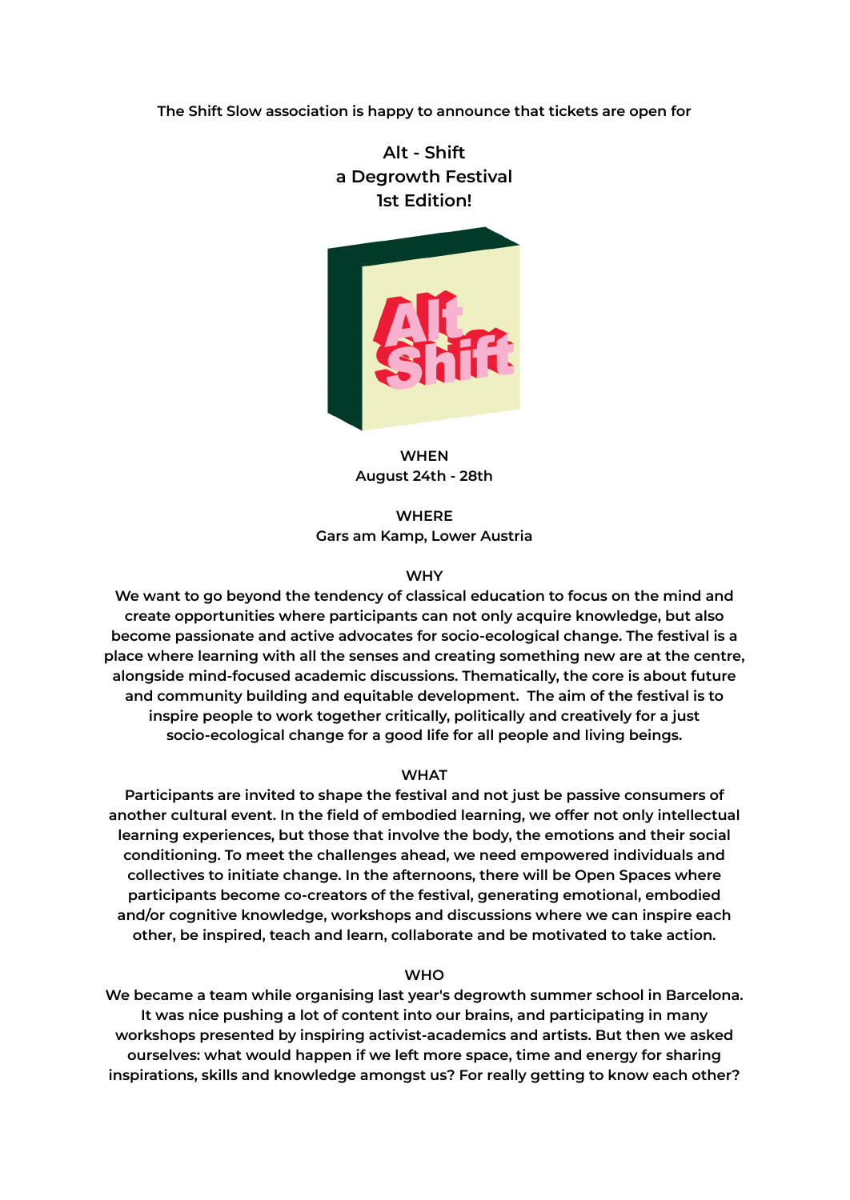The Shift Slow association is happy to announce that tickets are open for

# Alt - Shift
## a Degrowth Festival
## 1st Edition!

**WHEN**
August 24th - 28th

**WHERE**
Gars am Kamp, Lower Austria

**WHY**

We want to go beyond the tendency of classical education to focus on the mind and create opportunities where participants can not only acquire knowledge, but also become passionate and active advocates for socio-ecological change. The festival is a place where learning with all the senses and creating something new are at the centre, alongside mind-focused academic discussions. Thematically, the core is about future and community building and equitable development. The aim of the festival is to inspire people to work together critically, politically and creatively for a just socio-ecological change for a good life for all people and living beings.

**WHAT**

Participants are invited to shape the festival and not just be passive consumers of another cultural event. In the field of embodied learning, we offer not only intellectual learning experiences, but those that involve the body, the emotions and their social conditioning. To meet the challenges ahead, we need empowered individuals and collectives to initiate change. In the afternoons, there will be Open Spaces where participants become co-creators of the festival, generating emotional, embodied and/or cognitive knowledge, workshops and discussions where we can inspire each other, be inspired, teach and learn, collaborate and be motivated to take action.

**WHO**

We became a team while organising last year's degrowth summer school in Barcelona. It was nice pushing a lot of content into our brains, and participating in many workshops presented by inspiring activist-academics and artists. But then we asked ourselves: what would happen if we left more space, time and energy for sharing inspirations, skills and knowledge amongst us? For really getting to know each other?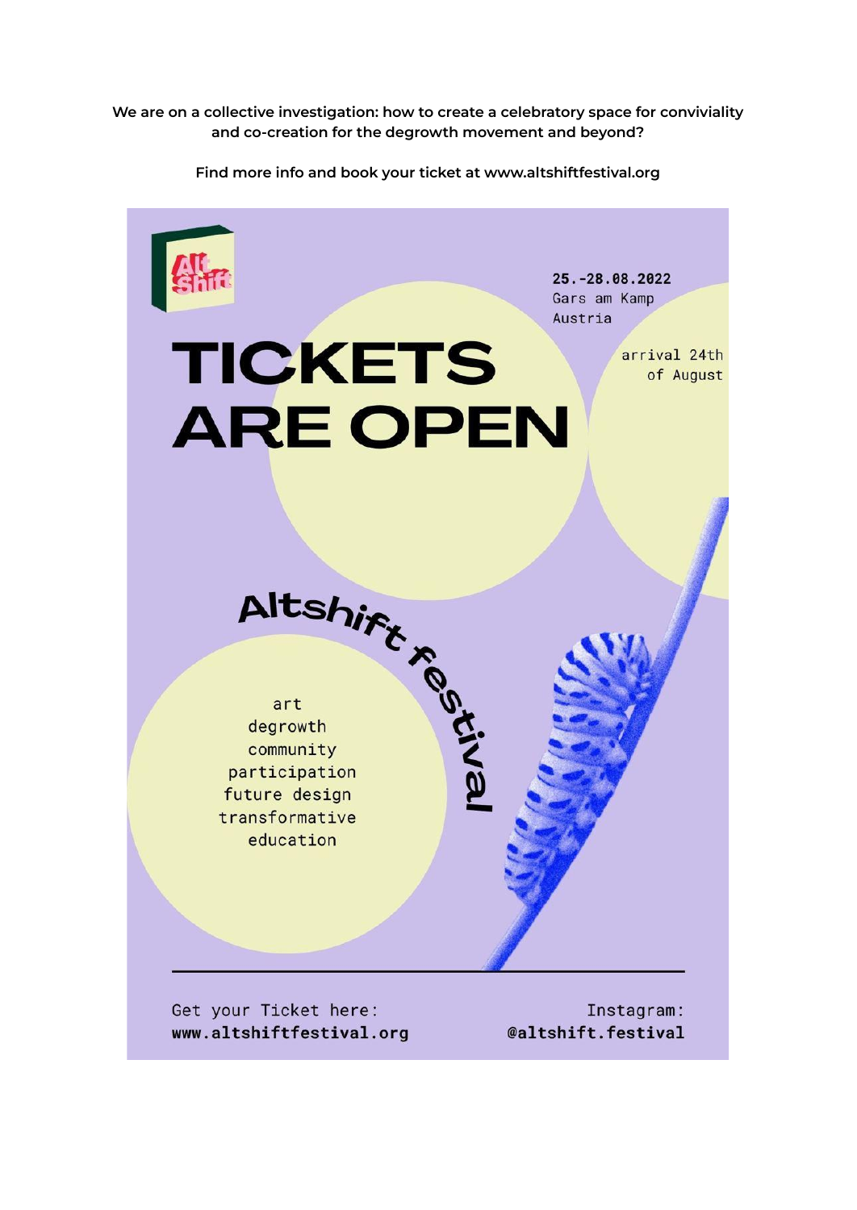**We are on a collective investigation: how to create a celebratory space for conviviality and co-creation for the degrowth movement and beyond?**

**Find more info and book your ticket at www.altshiftfestival.org**

Alt Shift

**25.-28.08.2022**
Gars am Kamp
Austria

arrival 24th
of August

# TICKETS ARE OPEN

## Altshift festival

art
degrowth
community
participation
future design
transformative
education

Get your Ticket here:
**www.altshiftfestival.org**

Instagram:
**@altshift.festival**